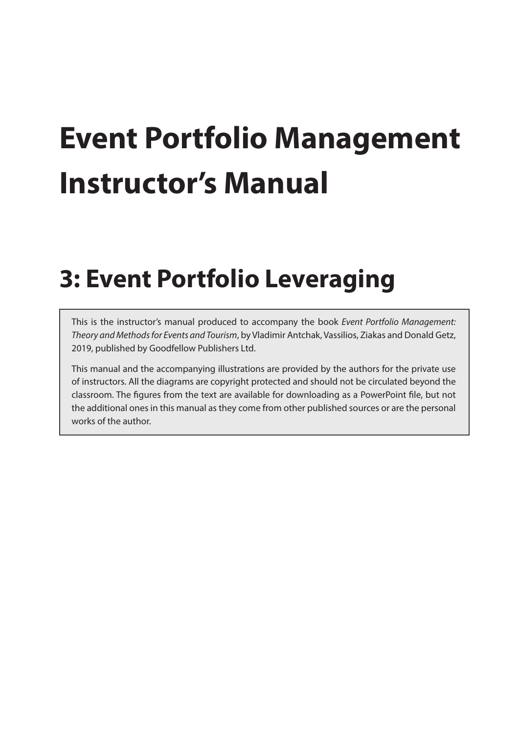# Event Portfolio Management Instructor's Manual

## 3: Event Portfolio Leveraging

This is the instructor's manual produced to accompany the book *Event Portfolio Management: Theory and Methods for Events and Tourism*, by Vladimir Antchak, Vassilios, Ziakas and Donald Getz, 2019, published by Goodfellow Publishers Ltd.

This manual and the accompanying illustrations are provided by the authors for the private use of instructors. All the diagrams are copyright protected and should not be circulated beyond the classroom. The figures from the text are available for downloading as a PowerPoint file, but not the additional ones in this manual as they come from other published sources or are the personal works of the author.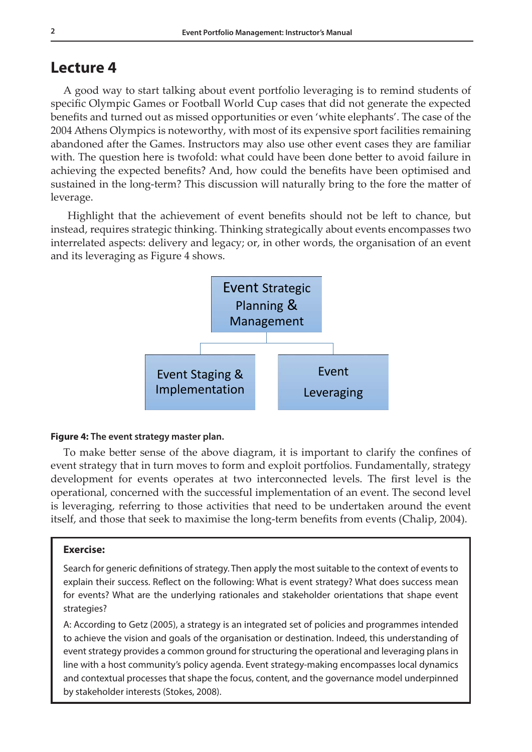# Lecture 4

A good way to start talking about event portfolio leveraging is to remind students of specific Olympic Games or Football World Cup cases that did not generate the expected benefits and turned out as missed opportunities or even 'white elephants'. The case of the 2004 Athens Olympics is noteworthy, with most of its expensive sport facilities remaining abandoned after the Games. Instructors may also use other event cases they are familiar with. The question here is twofold: what could have been done better to avoid failure in achieving the expected benefits? And, how could the benefits have been optimised and sustained in the long-term? This discussion will naturally bring to the fore the matter of leverage.

Highlight that the achievement of event benefits should not be left to chance, but instead, requires strategic thinking. Thinking strategically about events encompasses two interrelated aspects: delivery and legacy; or, in other words, the organisation of an event and its leveraging as Figure 4 shows.

Event Strategic Planning & Management

Event Staging & Implementation | Event Leveraging

**Figure 4: The event strategy master plan.**

To make better sense of the above diagram, it is important to clarify the confines of event strategy that in turn moves to form and exploit portfolios. Fundamentally, strategy development for events operates at two interconnected levels. The first level is the operational, concerned with the successful implementation of an event. The second level is leveraging, referring to those activities that need to be undertaken around the event itself, and those that seek to maximise the long-term benefits from events (Chalip, 2004).

**Exercise:**

Search for generic definitions of strategy. Then apply the most suitable to the context of events to explain their success. Reflect on the following: What is event strategy? What does success mean for events? What are the underlying rationales and stakeholder orientations that shape event strategies?

A: According to Getz (2005), a strategy is an integrated set of policies and programmes intended to achieve the vision and goals of the organisation or destination. Indeed, this understanding of event strategy provides a common ground for structuring the operational and leveraging plans in line with a host community's policy agenda. Event strategy-making encompasses local dynamics and contextual processes that shape the focus, content, and the governance model underpinned by stakeholder interests (Stokes, 2008).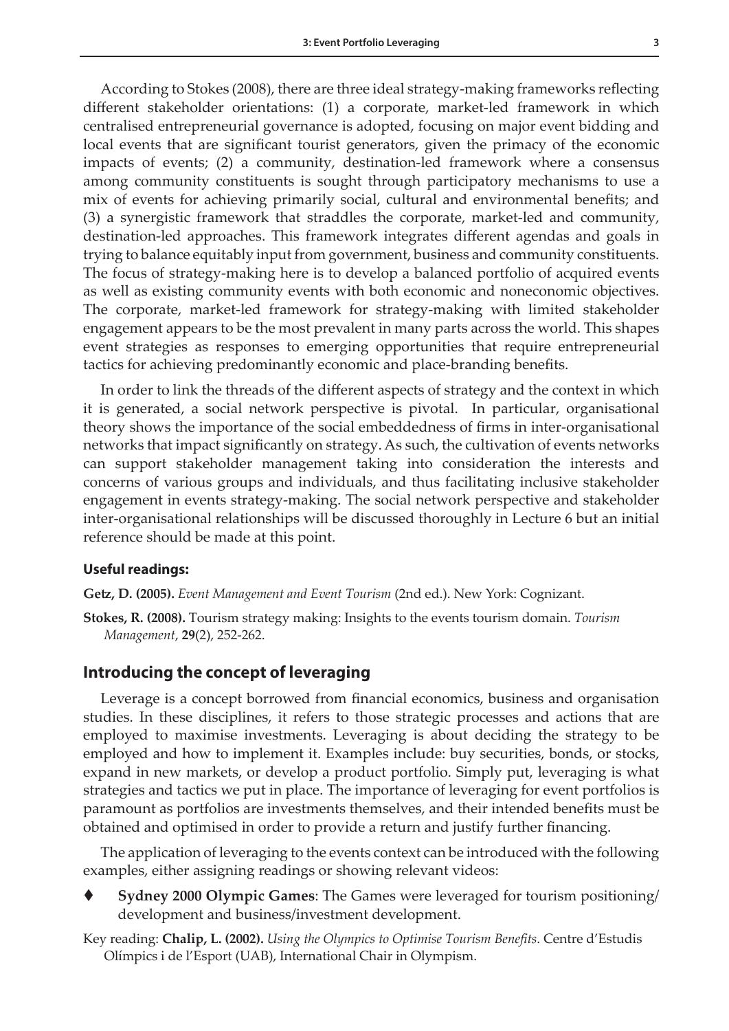According to Stokes (2008), there are three ideal strategy-making frameworks reflecting different stakeholder orientations: (1) a corporate, market-led framework in which centralised entrepreneurial governance is adopted, focusing on major event bidding and local events that are significant tourist generators, given the primacy of the economic impacts of events; (2) a community, destination-led framework where a consensus among community constituents is sought through participatory mechanisms to use a mix of events for achieving primarily social, cultural and environmental benefits; and (3) a synergistic framework that straddles the corporate, market-led and community, destination-led approaches. This framework integrates different agendas and goals in trying to balance equitably input from government, business and community constituents. The focus of strategy-making here is to develop a balanced portfolio of acquired events as well as existing community events with both economic and noneconomic objectives. The corporate, market-led framework for strategy-making with limited stakeholder engagement appears to be the most prevalent in many parts across the world. This shapes event strategies as responses to emerging opportunities that require entrepreneurial tactics for achieving predominantly economic and place-branding benefits.

In order to link the threads of the different aspects of strategy and the context in which it is generated, a social network perspective is pivotal. In particular, organisational theory shows the importance of the social embeddedness of firms in inter-organisational networks that impact significantly on strategy. As such, the cultivation of events networks can support stakeholder management taking into consideration the interests and concerns of various groups and individuals, and thus facilitating inclusive stakeholder engagement in events strategy-making. The social network perspective and stakeholder inter-organisational relationships will be discussed thoroughly in Lecture 6 but an initial reference should be made at this point.

#### Useful readings:

**Getz, D. (2005).** *Event Management and Event Tourism* (2nd ed.). New York: Cognizant.

**Stokes, R. (2008).** Tourism strategy making: Insights to the events tourism domain. *Tourism Management*, **29**(2), 252-262.

## Introducing the concept of leveraging

Leverage is a concept borrowed from financial economics, business and organisation studies. In these disciplines, it refers to those strategic processes and actions that are employed to maximise investments. Leveraging is about deciding the strategy to be employed and how to implement it. Examples include: buy securities, bonds, or stocks, expand in new markets, or develop a product portfolio. Simply put, leveraging is what strategies and tactics we put in place. The importance of leveraging for event portfolios is paramount as portfolios are investments themselves, and their intended benefits must be obtained and optimised in order to provide a return and justify further financing.

The application of leveraging to the events context can be introduced with the following examples, either assigning readings or showing relevant videos:

- **Sydney 2000 Olympic Games**: The Games were leveraged for tourism positioning/ development and business/investment development.

Key reading: **Chalip, L. (2002).** *Using the Olympics to Optimise Tourism Benefits*. Centre d'Estudis Olímpics i de l'Esport (UAB), International Chair in Olympism.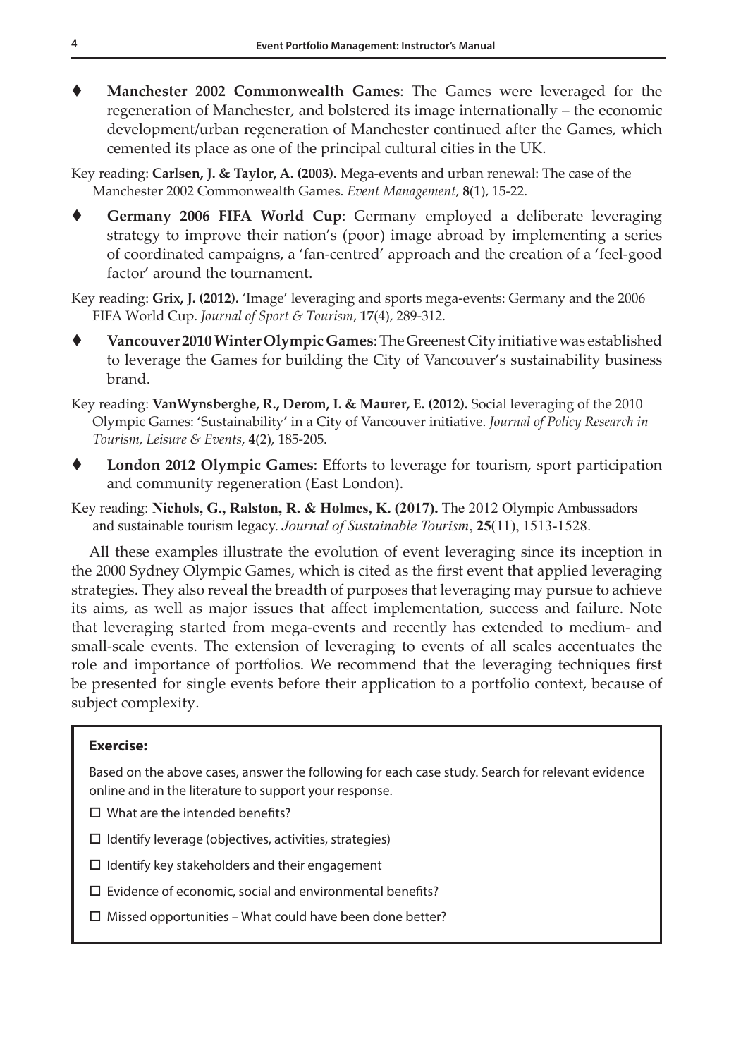- **Manchester 2002 Commonwealth Games**: The Games were leveraged for the regeneration of Manchester, and bolstered its image internationally – the economic development/urban regeneration of Manchester continued after the Games, which cemented its place as one of the principal cultural cities in the UK.

Key reading: **Carlsen, J. & Taylor, A. (2003).** Mega-events and urban renewal: The case of the Manchester 2002 Commonwealth Games. *Event Management*, **8**(1), 15-22.

- **Germany 2006 FIFA World Cup**: Germany employed a deliberate leveraging strategy to improve their nation's (poor) image abroad by implementing a series of coordinated campaigns, a 'fan-centred' approach and the creation of a 'feel-good factor' around the tournament.

Key reading: **Grix, J. (2012).** 'Image' leveraging and sports mega-events: Germany and the 2006 FIFA World Cup. *Journal of Sport & Tourism*, **17**(4), 289-312.

- **Vancouver 2010 Winter Olympic Games**: The Greenest City initiative was established to leverage the Games for building the City of Vancouver's sustainability business brand.

Key reading: **VanWynsberghe, R., Derom, I. & Maurer, E. (2012).** Social leveraging of the 2010 Olympic Games: 'Sustainability' in a City of Vancouver initiative. *Journal of Policy Research in Tourism, Leisure & Events*, **4**(2), 185-205.

- **London 2012 Olympic Games**: Efforts to leverage for tourism, sport participation and community regeneration (East London).

Key reading: **Nichols, G., Ralston, R. & Holmes, K. (2017).** The 2012 Olympic Ambassadors and sustainable tourism legacy. *Journal of Sustainable Tourism*, **25**(11), 1513-1528.

All these examples illustrate the evolution of event leveraging since its inception in the 2000 Sydney Olympic Games, which is cited as the first event that applied leveraging strategies. They also reveal the breadth of purposes that leveraging may pursue to achieve its aims, as well as major issues that affect implementation, success and failure. Note that leveraging started from mega-events and recently has extended to medium- and small-scale events. The extension of leveraging to events of all scales accentuates the role and importance of portfolios. We recommend that the leveraging techniques first be presented for single events before their application to a portfolio context, because of subject complexity.

**Exercise:**

Based on the above cases, answer the following for each case study. Search for relevant evidence online and in the literature to support your response.

- ☐ What are the intended benefits?
- ☐ Identify leverage (objectives, activities, strategies)
- ☐ Identify key stakeholders and their engagement
- ☐ Evidence of economic, social and environmental benefits?
- ☐ Missed opportunities – What could have been done better?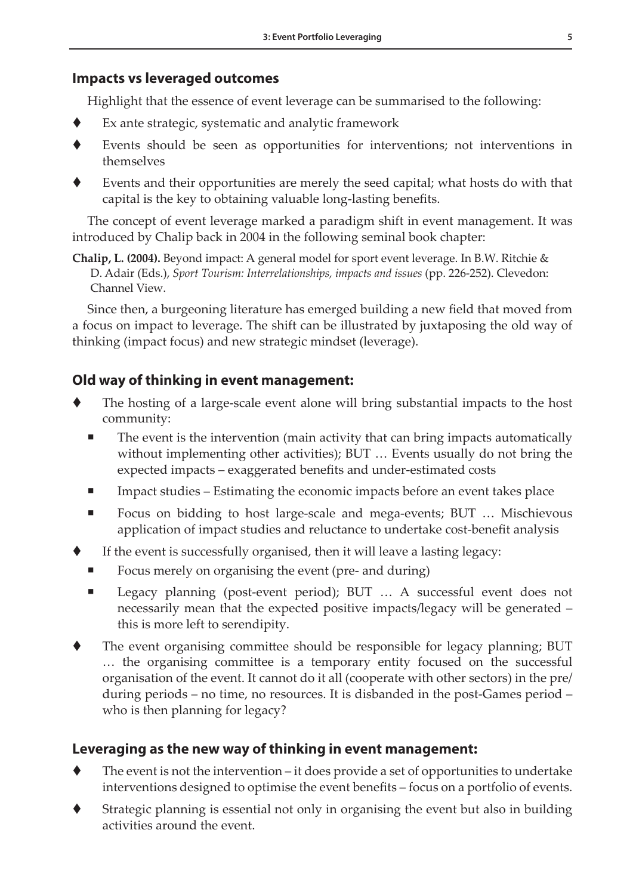## Impacts vs leveraged outcomes

Highlight that the essence of event leverage can be summarised to the following:

- Ex ante strategic, systematic and analytic framework
- Events should be seen as opportunities for interventions; not interventions in themselves
- Events and their opportunities are merely the seed capital; what hosts do with that capital is the key to obtaining valuable long-lasting benefits.

The concept of event leverage marked a paradigm shift in event management. It was introduced by Chalip back in 2004 in the following seminal book chapter:

**Chalip, L. (2004).** Beyond impact: A general model for sport event leverage. In B.W. Ritchie & D. Adair (Eds.), *Sport Tourism: Interrelationships, impacts and issues* (pp. 226-252). Clevedon: Channel View.

Since then, a burgeoning literature has emerged building a new field that moved from a focus on impact to leverage. The shift can be illustrated by juxtaposing the old way of thinking (impact focus) and new strategic mindset (leverage).

## Old way of thinking in event management:

- The hosting of a large-scale event alone will bring substantial impacts to the host community:
  - The event is the intervention (main activity that can bring impacts automatically without implementing other activities); BUT … Events usually do not bring the expected impacts – exaggerated benefits and under-estimated costs
  - Impact studies – Estimating the economic impacts before an event takes place
  - Focus on bidding to host large-scale and mega-events; BUT … Mischievous application of impact studies and reluctance to undertake cost-benefit analysis
- If the event is successfully organised, then it will leave a lasting legacy:
  - Focus merely on organising the event (pre- and during)
  - Legacy planning (post-event period); BUT … A successful event does not necessarily mean that the expected positive impacts/legacy will be generated – this is more left to serendipity.
- The event organising committee should be responsible for legacy planning; BUT … the organising committee is a temporary entity focused on the successful organisation of the event. It cannot do it all (cooperate with other sectors) in the pre/during periods – no time, no resources. It is disbanded in the post-Games period – who is then planning for legacy?

## Leveraging as the new way of thinking in event management:

- The event is not the intervention – it does provide a set of opportunities to undertake interventions designed to optimise the event benefits – focus on a portfolio of events.
- Strategic planning is essential not only in organising the event but also in building activities around the event.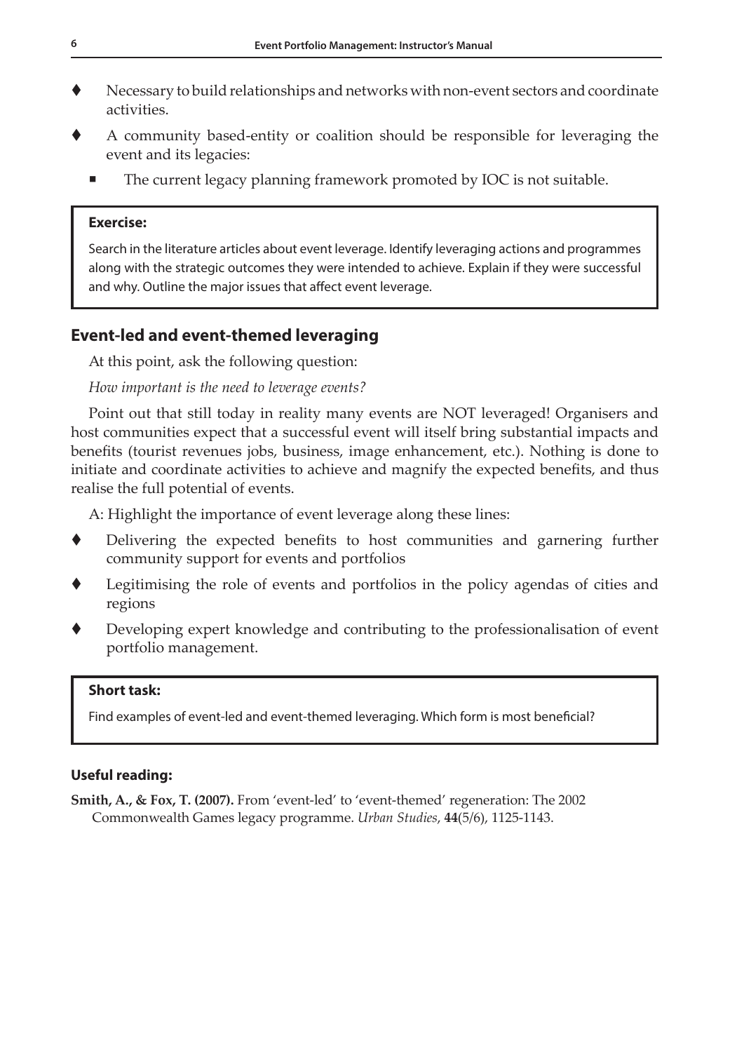- Necessary to build relationships and networks with non-event sectors and coordinate activities.
- A community based-entity or coalition should be responsible for leveraging the event and its legacies:
  - The current legacy planning framework promoted by IOC is not suitable.

> **Exercise:**
>
> Search in the literature articles about event leverage. Identify leveraging actions and programmes along with the strategic outcomes they were intended to achieve. Explain if they were successful and why. Outline the major issues that affect event leverage.

## Event-led and event-themed leveraging

At this point, ask the following question:

*How important is the need to leverage events?*

Point out that still today in reality many events are NOT leveraged! Organisers and host communities expect that a successful event will itself bring substantial impacts and benefits (tourist revenues jobs, business, image enhancement, etc.). Nothing is done to initiate and coordinate activities to achieve and magnify the expected benefits, and thus realise the full potential of events.

A: Highlight the importance of event leverage along these lines:

- Delivering the expected benefits to host communities and garnering further community support for events and portfolios
- Legitimising the role of events and portfolios in the policy agendas of cities and regions
- Developing expert knowledge and contributing to the professionalisation of event portfolio management.

> **Short task:**
>
> Find examples of event-led and event-themed leveraging. Which form is most beneficial?

### Useful reading:

**Smith, A., & Fox, T. (2007).** From 'event-led' to 'event-themed' regeneration: The 2002 Commonwealth Games legacy programme. *Urban Studies*, **44**(5/6), 1125-1143.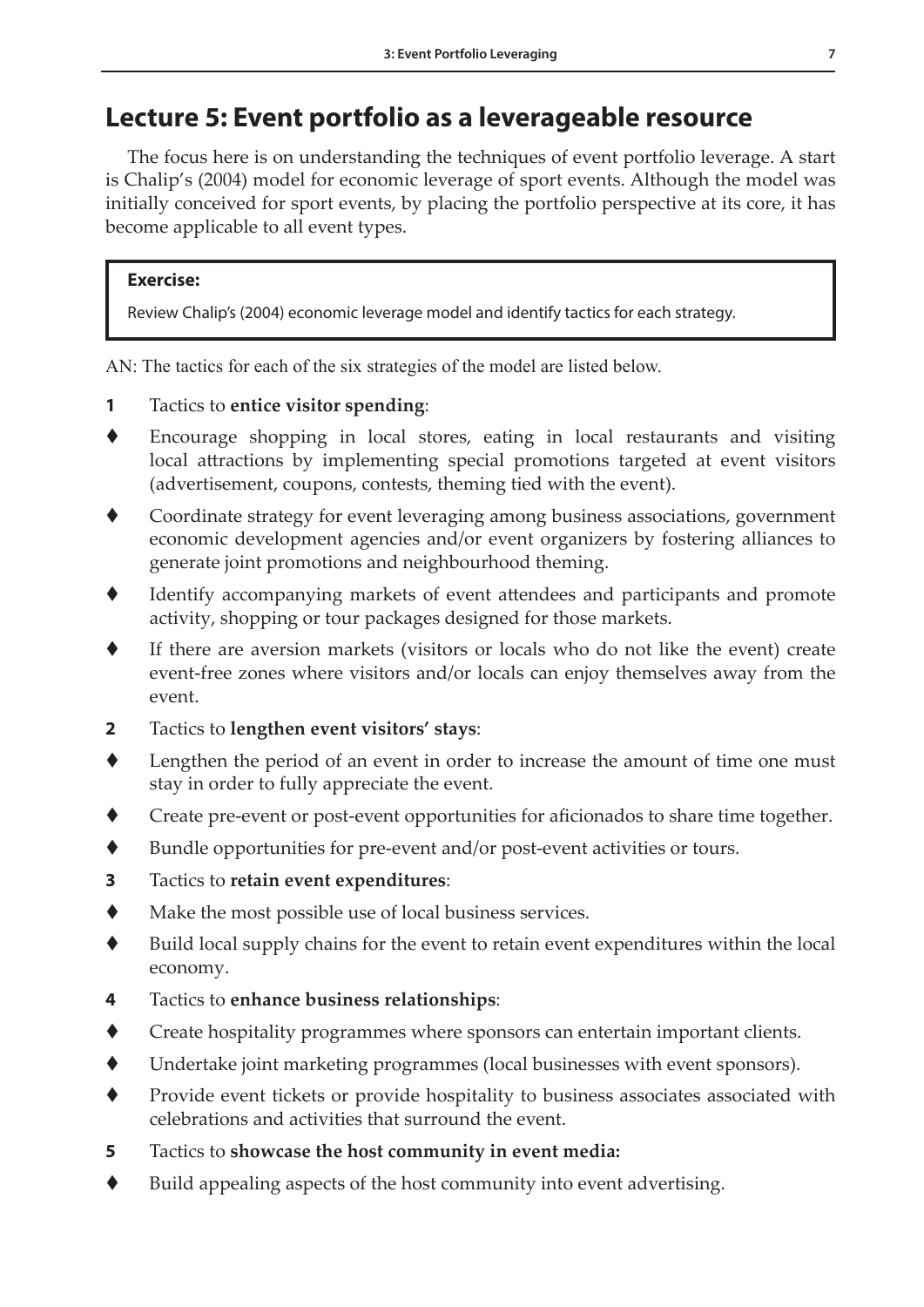## Lecture 5: Event portfolio as a leverageable resource

The focus here is on understanding the techniques of event portfolio leverage. A start is Chalip's (2004) model for economic leverage of sport events. Although the model was initially conceived for sport events, by placing the portfolio perspective at its core, it has become applicable to all event types.

> **Exercise:**
>
> Review Chalip's (2004) economic leverage model and identify tactics for each strategy.

AN: The tactics for each of the six strategies of the model are listed below.

**1** Tactics to **entice visitor spending**:

- Encourage shopping in local stores, eating in local restaurants and visiting local attractions by implementing special promotions targeted at event visitors (advertisement, coupons, contests, theming tied with the event).
- Coordinate strategy for event leveraging among business associations, government economic development agencies and/or event organizers by fostering alliances to generate joint promotions and neighbourhood theming.
- Identify accompanying markets of event attendees and participants and promote activity, shopping or tour packages designed for those markets.
- If there are aversion markets (visitors or locals who do not like the event) create event-free zones where visitors and/or locals can enjoy themselves away from the event.

**2** Tactics to **lengthen event visitors' stays**:

- Lengthen the period of an event in order to increase the amount of time one must stay in order to fully appreciate the event.
- Create pre-event or post-event opportunities for aficionados to share time together.
- Bundle opportunities for pre-event and/or post-event activities or tours.

**3** Tactics to **retain event expenditures**:

- Make the most possible use of local business services.
- Build local supply chains for the event to retain event expenditures within the local economy.

**4** Tactics to **enhance business relationships**:

- Create hospitality programmes where sponsors can entertain important clients.
- Undertake joint marketing programmes (local businesses with event sponsors).
- Provide event tickets or provide hospitality to business associates associated with celebrations and activities that surround the event.

**5** Tactics to **showcase the host community in event media:**

- Build appealing aspects of the host community into event advertising.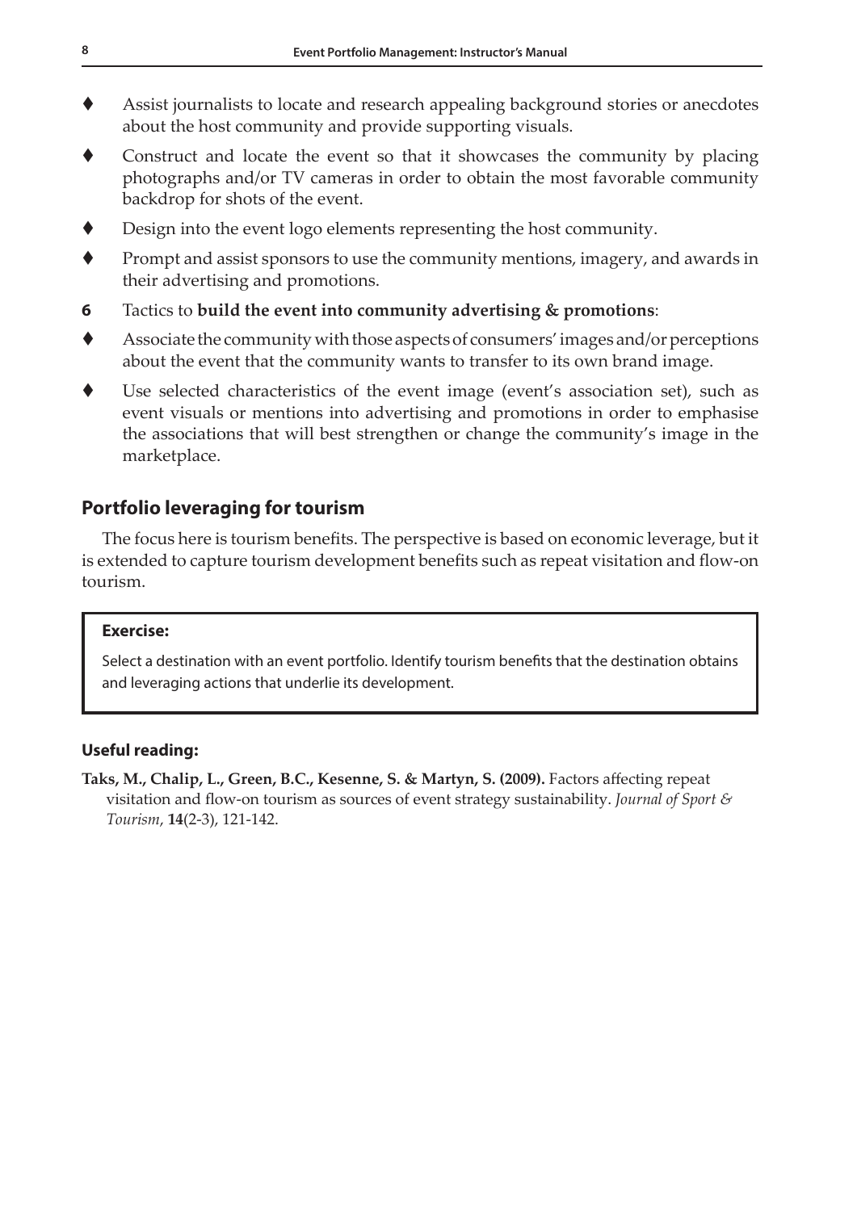- Assist journalists to locate and research appealing background stories or anecdotes about the host community and provide supporting visuals.
- Construct and locate the event so that it showcases the community by placing photographs and/or TV cameras in order to obtain the most favorable community backdrop for shots of the event.
- Design into the event logo elements representing the host community.
- Prompt and assist sponsors to use the community mentions, imagery, and awards in their advertising and promotions.

**6** Tactics to **build the event into community advertising & promotions**:

- Associate the community with those aspects of consumers' images and/or perceptions about the event that the community wants to transfer to its own brand image.
- Use selected characteristics of the event image (event's association set), such as event visuals or mentions into advertising and promotions in order to emphasise the associations that will best strengthen or change the community's image in the marketplace.

## Portfolio leveraging for tourism

The focus here is tourism benefits. The perspective is based on economic leverage, but it is extended to capture tourism development benefits such as repeat visitation and flow-on tourism.

> **Exercise:**
>
> Select a destination with an event portfolio. Identify tourism benefits that the destination obtains and leveraging actions that underlie its development.

### Useful reading:

**Taks, M., Chalip, L., Green, B.C., Kesenne, S. & Martyn, S. (2009).** Factors affecting repeat visitation and flow-on tourism as sources of event strategy sustainability. *Journal of Sport & Tourism*, **14**(2-3), 121-142.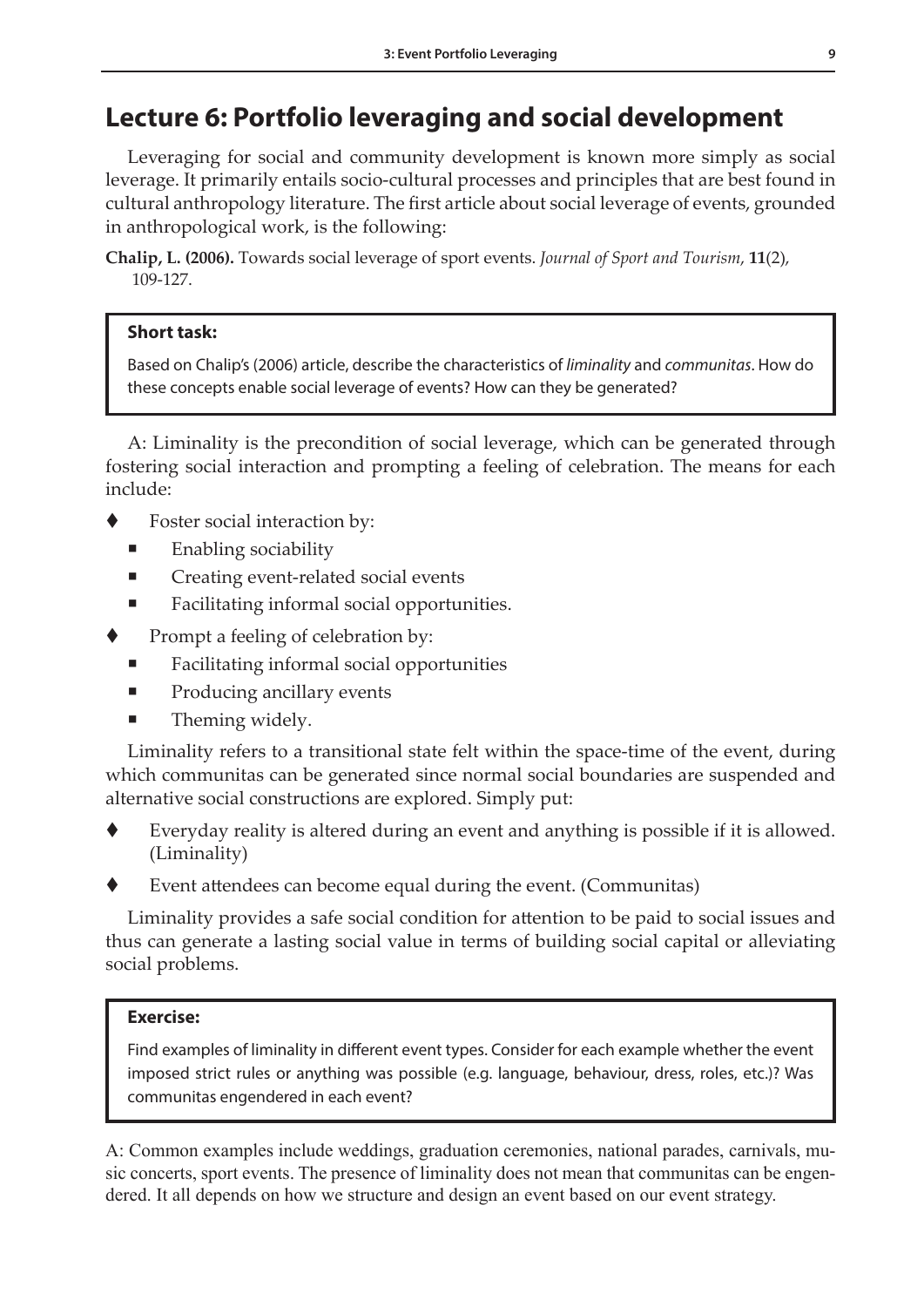## Lecture 6: Portfolio leveraging and social development

Leveraging for social and community development is known more simply as social leverage. It primarily entails socio-cultural processes and principles that are best found in cultural anthropology literature. The first article about social leverage of events, grounded in anthropological work, is the following:

**Chalip, L. (2006).** Towards social leverage of sport events. *Journal of Sport and Tourism*, **11**(2), 109-127.

> **Short task:**
>
> Based on Chalip's (2006) article, describe the characteristics of *liminality* and *communitas*. How do these concepts enable social leverage of events? How can they be generated?

A: Liminality is the precondition of social leverage, which can be generated through fostering social interaction and prompting a feeling of celebration. The means for each include:

- Foster social interaction by:
  - Enabling sociability
  - Creating event-related social events
  - Facilitating informal social opportunities.
- Prompt a feeling of celebration by:
  - Facilitating informal social opportunities
  - Producing ancillary events
  - Theming widely.

Liminality refers to a transitional state felt within the space-time of the event, during which communitas can be generated since normal social boundaries are suspended and alternative social constructions are explored. Simply put:

- Everyday reality is altered during an event and anything is possible if it is allowed. (Liminality)
- Event attendees can become equal during the event. (Communitas)

Liminality provides a safe social condition for attention to be paid to social issues and thus can generate a lasting social value in terms of building social capital or alleviating social problems.

> **Exercise:**
>
> Find examples of liminality in different event types. Consider for each example whether the event imposed strict rules or anything was possible (e.g. language, behaviour, dress, roles, etc.)? Was communitas engendered in each event?

A: Common examples include weddings, graduation ceremonies, national parades, carnivals, music concerts, sport events. The presence of liminality does not mean that communitas can be engendered. It all depends on how we structure and design an event based on our event strategy.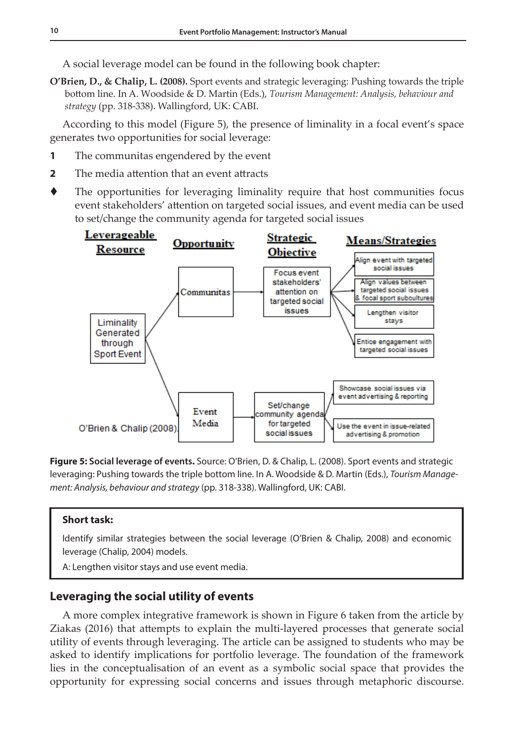A social leverage model can be found in the following book chapter:

**O'Brien, D., & Chalip, L. (2008).** Sport events and strategic leveraging: Pushing towards the triple bottom line. In A. Woodside & D. Martin (Eds.), *Tourism Management: Analysis, behaviour and strategy* (pp. 318-338). Wallingford, UK: CABI.

According to this model (Figure 5), the presence of liminality in a focal event's space generates two opportunities for social leverage:

1. The communitas engendered by the event
2. The media attention that an event attracts

- The opportunities for leveraging liminality require that host communities focus event stakeholders' attention on targeted social issues, and event media can be used to set/change the community agenda for targeted social issues

**Figure 5: Social leverage of events.** Source: O'Brien, D. & Chalip, L. (2008). Sport events and strategic leveraging: Pushing towards the triple bottom line. In A. Woodside & D. Martin (Eds.), *Tourism Management: Analysis, behaviour and strategy* (pp. 318-338). Wallingford, UK: CABI.

> **Short task:**
>
> Identify similar strategies between the social leverage (O'Brien & Chalip, 2008) and economic leverage (Chalip, 2004) models.
>
> A: Lengthen visitor stays and use event media.

## Leveraging the social utility of events

A more complex integrative framework is shown in Figure 6 taken from the article by Ziakas (2016) that attempts to explain the multi-layered processes that generate social utility of events through leveraging. The article can be assigned to students who may be asked to identify implications for portfolio leverage. The foundation of the framework lies in the conceptualisation of an event as a symbolic social space that provides the opportunity for expressing social concerns and issues through metaphoric discourse.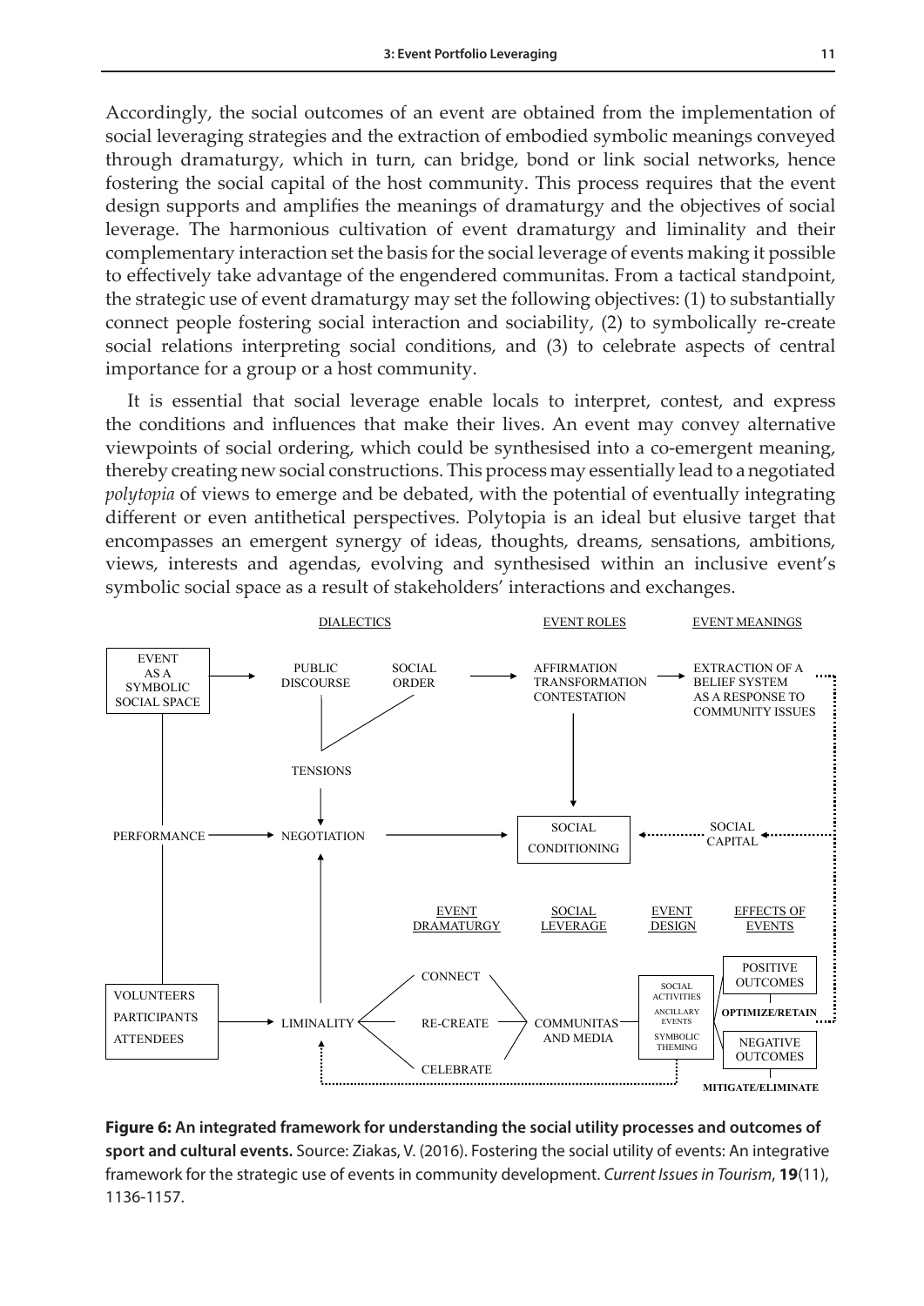Accordingly, the social outcomes of an event are obtained from the implementation of social leveraging strategies and the extraction of embodied symbolic meanings conveyed through dramaturgy, which in turn, can bridge, bond or link social networks, hence fostering the social capital of the host community. This process requires that the event design supports and amplifies the meanings of dramaturgy and the objectives of social leverage. The harmonious cultivation of event dramaturgy and liminality and their complementary interaction set the basis for the social leverage of events making it possible to effectively take advantage of the engendered communitas. From a tactical standpoint, the strategic use of event dramaturgy may set the following objectives: (1) to substantially connect people fostering social interaction and sociability, (2) to symbolically re-create social relations interpreting social conditions, and (3) to celebrate aspects of central importance for a group or a host community.

It is essential that social leverage enable locals to interpret, contest, and express the conditions and influences that make their lives. An event may convey alternative viewpoints of social ordering, which could be synthesised into a co-emergent meaning, thereby creating new social constructions. This process may essentially lead to a negotiated *polytopia* of views to emerge and be debated, with the potential of eventually integrating different or even antithetical perspectives. Polytopia is an ideal but elusive target that encompasses an emergent synergy of ideas, thoughts, dreams, sensations, ambitions, views, interests and agendas, evolving and synthesised within an inclusive event's symbolic social space as a result of stakeholders' interactions and exchanges.

**Figure 6: An integrated framework for understanding the social utility processes and outcomes of sport and cultural events.** Source: Ziakas, V. (2016). Fostering the social utility of events: An integrative framework for the strategic use of events in community development. *Current Issues in Tourism*, **19**(11), 1136-1157.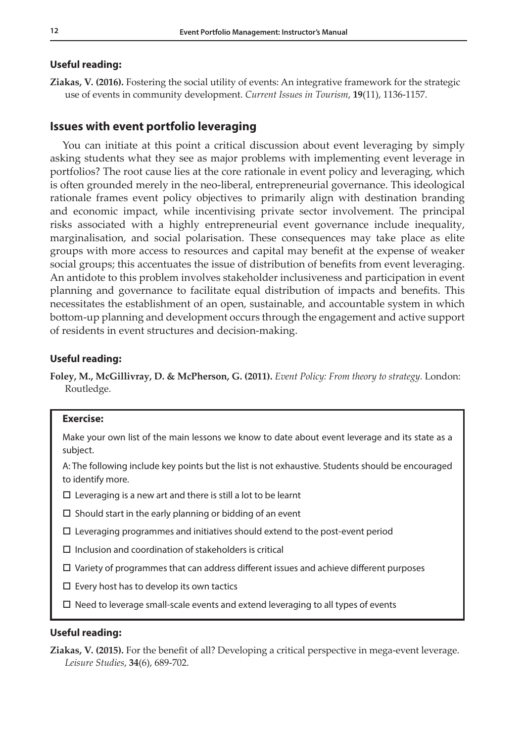**Useful reading:**

**Ziakas, V. (2016).** Fostering the social utility of events: An integrative framework for the strategic use of events in community development. *Current Issues in Tourism*, **19**(11), 1136-1157.

## Issues with event portfolio leveraging

You can initiate at this point a critical discussion about event leveraging by simply asking students what they see as major problems with implementing event leverage in portfolios? The root cause lies at the core rationale in event policy and leveraging, which is often grounded merely in the neo-liberal, entrepreneurial governance. This ideological rationale frames event policy objectives to primarily align with destination branding and economic impact, while incentivising private sector involvement. The principal risks associated with a highly entrepreneurial event governance include inequality, marginalisation, and social polarisation. These consequences may take place as elite groups with more access to resources and capital may benefit at the expense of weaker social groups; this accentuates the issue of distribution of benefits from event leveraging. An antidote to this problem involves stakeholder inclusiveness and participation in event planning and governance to facilitate equal distribution of impacts and benefits. This necessitates the establishment of an open, sustainable, and accountable system in which bottom-up planning and development occurs through the engagement and active support of residents in event structures and decision-making.

**Useful reading:**

**Foley, M., McGillivray, D. & McPherson, G. (2011).** *Event Policy: From theory to strategy*. London: Routledge.

**Exercise:**

Make your own list of the main lessons we know to date about event leverage and its state as a subject.

A: The following include key points but the list is not exhaustive. Students should be encouraged to identify more.

- ☐ Leveraging is a new art and there is still a lot to be learnt
- ☐ Should start in the early planning or bidding of an event
- ☐ Leveraging programmes and initiatives should extend to the post-event period
- ☐ Inclusion and coordination of stakeholders is critical
- ☐ Variety of programmes that can address different issues and achieve different purposes
- ☐ Every host has to develop its own tactics
- ☐ Need to leverage small-scale events and extend leveraging to all types of events

**Useful reading:**

**Ziakas, V. (2015).** For the benefit of all? Developing a critical perspective in mega-event leverage. *Leisure Studies*, **34**(6), 689-702.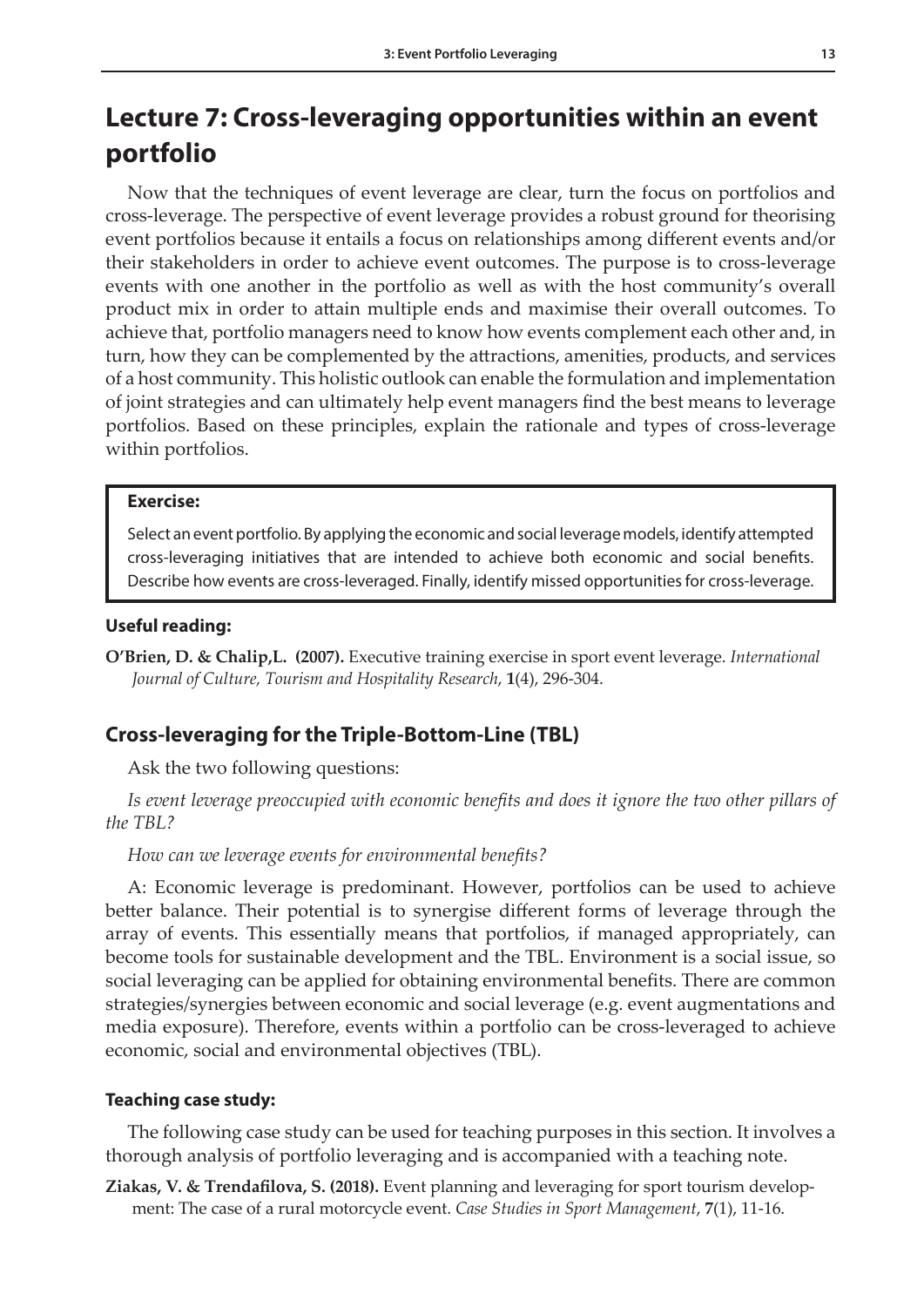## Lecture 7: Cross-leveraging opportunities within an event portfolio

Now that the techniques of event leverage are clear, turn the focus on portfolios and cross-leverage. The perspective of event leverage provides a robust ground for theorising event portfolios because it entails a focus on relationships among different events and/or their stakeholders in order to achieve event outcomes. The purpose is to cross-leverage events with one another in the portfolio as well as with the host community's overall product mix in order to attain multiple ends and maximise their overall outcomes. To achieve that, portfolio managers need to know how events complement each other and, in turn, how they can be complemented by the attractions, amenities, products, and services of a host community. This holistic outlook can enable the formulation and implementation of joint strategies and can ultimately help event managers find the best means to leverage portfolios. Based on these principles, explain the rationale and types of cross-leverage within portfolios.

**Exercise:**

Select an event portfolio. By applying the economic and social leverage models, identify attempted cross-leveraging initiatives that are intended to achieve both economic and social benefits. Describe how events are cross-leveraged. Finally, identify missed opportunities for cross-leverage.

**Useful reading:**

**O'Brien, D. & Chalip,L. (2007).** Executive training exercise in sport event leverage. *International Journal of Culture, Tourism and Hospitality Research*, **1**(4), 296-304.

### Cross-leveraging for the Triple-Bottom-Line (TBL)

Ask the two following questions:

*Is event leverage preoccupied with economic benefits and does it ignore the two other pillars of the TBL?*

*How can we leverage events for environmental benefits?*

A: Economic leverage is predominant. However, portfolios can be used to achieve better balance. Their potential is to synergise different forms of leverage through the array of events. This essentially means that portfolios, if managed appropriately, can become tools for sustainable development and the TBL. Environment is a social issue, so social leveraging can be applied for obtaining environmental benefits. There are common strategies/synergies between economic and social leverage (e.g. event augmentations and media exposure). Therefore, events within a portfolio can be cross-leveraged to achieve economic, social and environmental objectives (TBL).

**Teaching case study:**

The following case study can be used for teaching purposes in this section. It involves a thorough analysis of portfolio leveraging and is accompanied with a teaching note.

**Ziakas, V. & Trendafilova, S. (2018).** Event planning and leveraging for sport tourism development: The case of a rural motorcycle event. *Case Studies in Sport Management*, **7**(1), 11-16.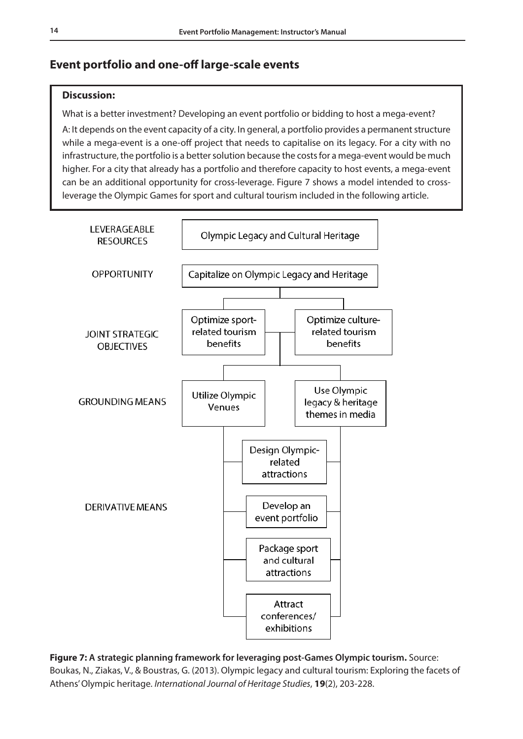## Event portfolio and one-off large-scale events

**Discussion:**

What is a better investment? Developing an event portfolio or bidding to host a mega-event?

A: It depends on the event capacity of a city. In general, a portfolio provides a permanent structure while a mega-event is a one-off project that needs to capitalise on its legacy. For a city with no infrastructure, the portfolio is a better solution because the costs for a mega-event would be much higher. For a city that already has a portfolio and therefore capacity to host events, a mega-event can be an additional opportunity for cross-leverage. Figure 7 shows a model intended to cross-leverage the Olympic Games for sport and cultural tourism included in the following article.

LEVERAGEABLE RESOURCES: Olympic Legacy and Cultural Heritage

OPPORTUNITY: Capitalize on Olympic Legacy and Heritage

JOINT STRATEGIC OBJECTIVES: Optimize sport-related tourism benefits; Optimize culture-related tourism benefits

GROUNDING MEANS: Utilize Olympic Venues; Use Olympic legacy & heritage themes in media

DERIVATIVE MEANS: Design Olympic-related attractions; Develop an event portfolio; Package sport and cultural attractions; Attract conferences/ exhibitions

**Figure 7: A strategic planning framework for leveraging post-Games Olympic tourism.** Source: Boukas, N., Ziakas, V., & Boustras, G. (2013). Olympic legacy and cultural tourism: Exploring the facets of Athens' Olympic heritage. *International Journal of Heritage Studies*, **19**(2), 203-228.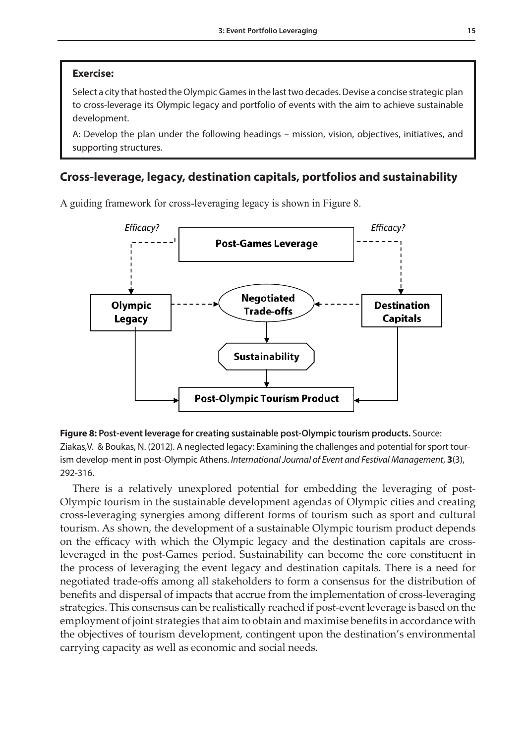> **Exercise:**
>
> Select a city that hosted the Olympic Games in the last two decades. Devise a concise strategic plan to cross-leverage its Olympic legacy and portfolio of events with the aim to achieve sustainable development.
>
> A: Develop the plan under the following headings – mission, vision, objectives, initiatives, and supporting structures.

## Cross-leverage, legacy, destination capitals, portfolios and sustainability

A guiding framework for cross-leveraging legacy is shown in Figure 8.

**Figure 8: Post-event leverage for creating sustainable post-Olympic tourism products.** Source: Ziakas,V. & Boukas, N. (2012). A neglected legacy: Examining the challenges and potential for sport tourism develop-ment in post-Olympic Athens. *International Journal of Event and Festival Management*, **3**(3), 292-316.

There is a relatively unexplored potential for embedding the leveraging of post-Olympic tourism in the sustainable development agendas of Olympic cities and creating cross-leveraging synergies among different forms of tourism such as sport and cultural tourism. As shown, the development of a sustainable Olympic tourism product depends on the efficacy with which the Olympic legacy and the destination capitals are cross-leveraged in the post-Games period. Sustainability can become the core constituent in the process of leveraging the event legacy and destination capitals. There is a need for negotiated trade-offs among all stakeholders to form a consensus for the distribution of benefits and dispersal of impacts that accrue from the implementation of cross-leveraging strategies. This consensus can be realistically reached if post-event leverage is based on the employment of joint strategies that aim to obtain and maximise benefits in accordance with the objectives of tourism development, contingent upon the destination's environmental carrying capacity as well as economic and social needs.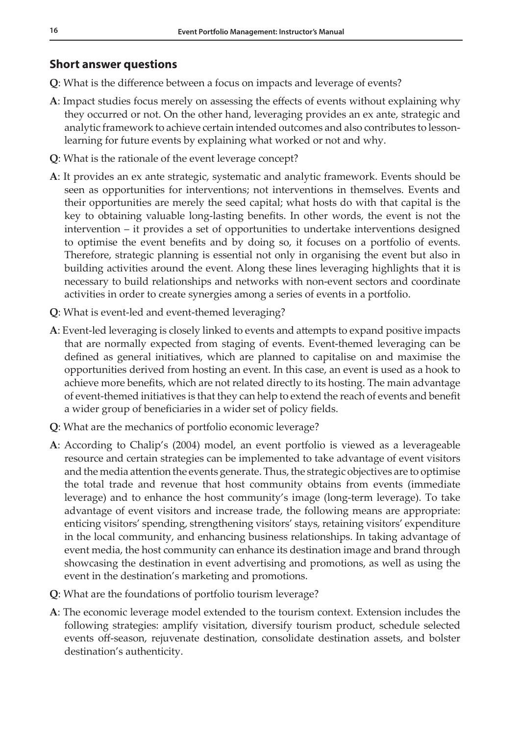## Short answer questions

**Q**: What is the difference between a focus on impacts and leverage of events?

**A**: Impact studies focus merely on assessing the effects of events without explaining why they occurred or not. On the other hand, leveraging provides an ex ante, strategic and analytic framework to achieve certain intended outcomes and also contributes to lesson-learning for future events by explaining what worked or not and why.

**Q**: What is the rationale of the event leverage concept?

**A**: It provides an ex ante strategic, systematic and analytic framework. Events should be seen as opportunities for interventions; not interventions in themselves. Events and their opportunities are merely the seed capital; what hosts do with that capital is the key to obtaining valuable long-lasting benefits. In other words, the event is not the intervention – it provides a set of opportunities to undertake interventions designed to optimise the event benefits and by doing so, it focuses on a portfolio of events. Therefore, strategic planning is essential not only in organising the event but also in building activities around the event. Along these lines leveraging highlights that it is necessary to build relationships and networks with non-event sectors and coordinate activities in order to create synergies among a series of events in a portfolio.

**Q**: What is event-led and event-themed leveraging?

**A**: Event-led leveraging is closely linked to events and attempts to expand positive impacts that are normally expected from staging of events. Event-themed leveraging can be defined as general initiatives, which are planned to capitalise on and maximise the opportunities derived from hosting an event. In this case, an event is used as a hook to achieve more benefits, which are not related directly to its hosting. The main advantage of event-themed initiatives is that they can help to extend the reach of events and benefit a wider group of beneficiaries in a wider set of policy fields.

**Q**: What are the mechanics of portfolio economic leverage?

**A**: According to Chalip's (2004) model, an event portfolio is viewed as a leverageable resource and certain strategies can be implemented to take advantage of event visitors and the media attention the events generate. Thus, the strategic objectives are to optimise the total trade and revenue that host community obtains from events (immediate leverage) and to enhance the host community's image (long-term leverage). To take advantage of event visitors and increase trade, the following means are appropriate: enticing visitors' spending, strengthening visitors' stays, retaining visitors' expenditure in the local community, and enhancing business relationships. In taking advantage of event media, the host community can enhance its destination image and brand through showcasing the destination in event advertising and promotions, as well as using the event in the destination's marketing and promotions.

**Q**: What are the foundations of portfolio tourism leverage?

**A**: The economic leverage model extended to the tourism context. Extension includes the following strategies: amplify visitation, diversify tourism product, schedule selected events off-season, rejuvenate destination, consolidate destination assets, and bolster destination's authenticity.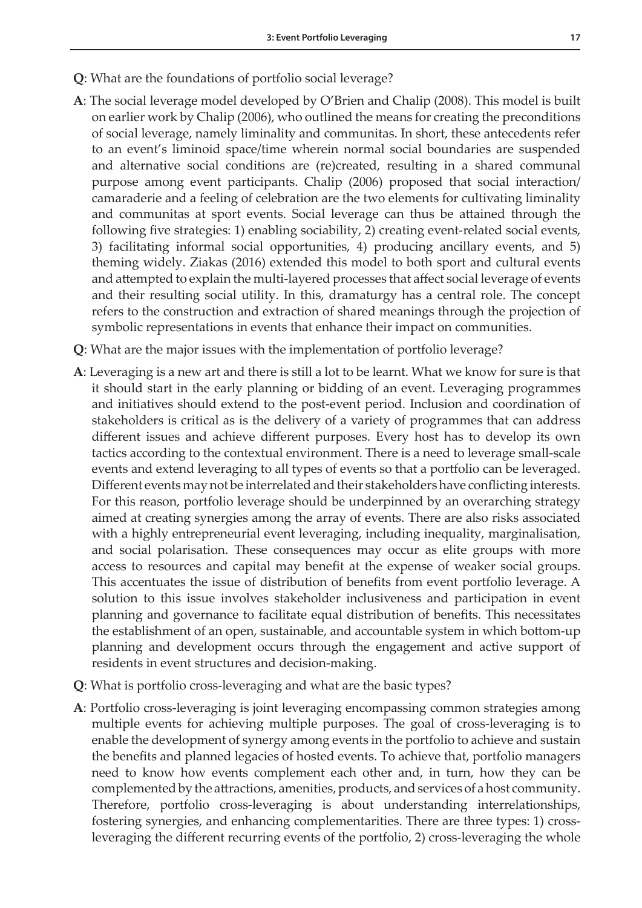**Q**: What are the foundations of portfolio social leverage?

**A**: The social leverage model developed by O'Brien and Chalip (2008). This model is built on earlier work by Chalip (2006), who outlined the means for creating the preconditions of social leverage, namely liminality and communitas. In short, these antecedents refer to an event's liminoid space/time wherein normal social boundaries are suspended and alternative social conditions are (re)created, resulting in a shared communal purpose among event participants. Chalip (2006) proposed that social interaction/camaraderie and a feeling of celebration are the two elements for cultivating liminality and communitas at sport events. Social leverage can thus be attained through the following five strategies: 1) enabling sociability, 2) creating event-related social events, 3) facilitating informal social opportunities, 4) producing ancillary events, and 5) theming widely. Ziakas (2016) extended this model to both sport and cultural events and attempted to explain the multi-layered processes that affect social leverage of events and their resulting social utility. In this, dramaturgy has a central role. The concept refers to the construction and extraction of shared meanings through the projection of symbolic representations in events that enhance their impact on communities.

**Q**: What are the major issues with the implementation of portfolio leverage?

**A**: Leveraging is a new art and there is still a lot to be learnt. What we know for sure is that it should start in the early planning or bidding of an event. Leveraging programmes and initiatives should extend to the post-event period. Inclusion and coordination of stakeholders is critical as is the delivery of a variety of programmes that can address different issues and achieve different purposes. Every host has to develop its own tactics according to the contextual environment. There is a need to leverage small-scale events and extend leveraging to all types of events so that a portfolio can be leveraged. Different events may not be interrelated and their stakeholders have conflicting interests. For this reason, portfolio leverage should be underpinned by an overarching strategy aimed at creating synergies among the array of events. There are also risks associated with a highly entrepreneurial event leveraging, including inequality, marginalisation, and social polarisation. These consequences may occur as elite groups with more access to resources and capital may benefit at the expense of weaker social groups. This accentuates the issue of distribution of benefits from event portfolio leverage. A solution to this issue involves stakeholder inclusiveness and participation in event planning and governance to facilitate equal distribution of benefits. This necessitates the establishment of an open, sustainable, and accountable system in which bottom-up planning and development occurs through the engagement and active support of residents in event structures and decision-making.

**Q**: What is portfolio cross-leveraging and what are the basic types?

**A**: Portfolio cross-leveraging is joint leveraging encompassing common strategies among multiple events for achieving multiple purposes. The goal of cross-leveraging is to enable the development of synergy among events in the portfolio to achieve and sustain the benefits and planned legacies of hosted events. To achieve that, portfolio managers need to know how events complement each other and, in turn, how they can be complemented by the attractions, amenities, products, and services of a host community. Therefore, portfolio cross-leveraging is about understanding interrelationships, fostering synergies, and enhancing complementarities. There are three types: 1) cross-leveraging the different recurring events of the portfolio, 2) cross-leveraging the whole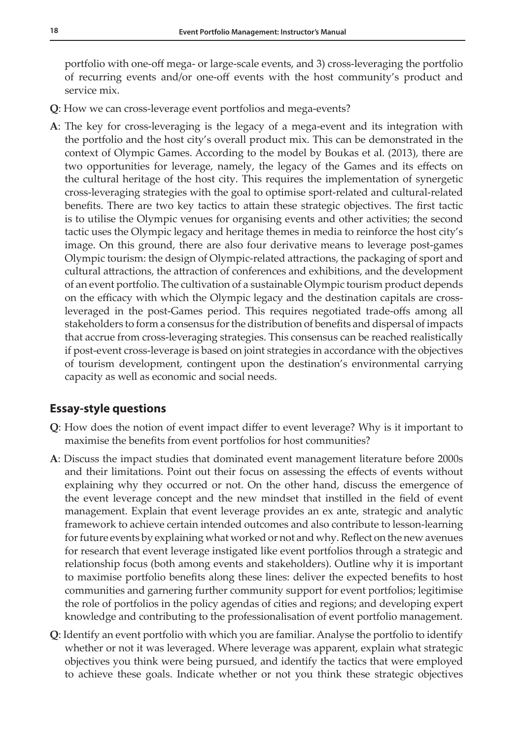portfolio with one-off mega- or large-scale events, and 3) cross-leveraging the portfolio of recurring events and/or one-off events with the host community's product and service mix.

**Q**: How we can cross-leverage event portfolios and mega-events?

**A**: The key for cross-leveraging is the legacy of a mega-event and its integration with the portfolio and the host city's overall product mix. This can be demonstrated in the context of Olympic Games. According to the model by Boukas et al. (2013), there are two opportunities for leverage, namely, the legacy of the Games and its effects on the cultural heritage of the host city. This requires the implementation of synergetic cross-leveraging strategies with the goal to optimise sport-related and cultural-related benefits. There are two key tactics to attain these strategic objectives. The first tactic is to utilise the Olympic venues for organising events and other activities; the second tactic uses the Olympic legacy and heritage themes in media to reinforce the host city's image. On this ground, there are also four derivative means to leverage post-games Olympic tourism: the design of Olympic-related attractions, the packaging of sport and cultural attractions, the attraction of conferences and exhibitions, and the development of an event portfolio. The cultivation of a sustainable Olympic tourism product depends on the efficacy with which the Olympic legacy and the destination capitals are cross-leveraged in the post-Games period. This requires negotiated trade-offs among all stakeholders to form a consensus for the distribution of benefits and dispersal of impacts that accrue from cross-leveraging strategies. This consensus can be reached realistically if post-event cross-leverage is based on joint strategies in accordance with the objectives of tourism development, contingent upon the destination's environmental carrying capacity as well as economic and social needs.

## Essay-style questions

**Q**: How does the notion of event impact differ to event leverage? Why is it important to maximise the benefits from event portfolios for host communities?

**A**: Discuss the impact studies that dominated event management literature before 2000s and their limitations. Point out their focus on assessing the effects of events without explaining why they occurred or not. On the other hand, discuss the emergence of the event leverage concept and the new mindset that instilled in the field of event management. Explain that event leverage provides an ex ante, strategic and analytic framework to achieve certain intended outcomes and also contribute to lesson-learning for future events by explaining what worked or not and why. Reflect on the new avenues for research that event leverage instigated like event portfolios through a strategic and relationship focus (both among events and stakeholders). Outline why it is important to maximise portfolio benefits along these lines: deliver the expected benefits to host communities and garnering further community support for event portfolios; legitimise the role of portfolios in the policy agendas of cities and regions; and developing expert knowledge and contributing to the professionalisation of event portfolio management.

**Q**: Identify an event portfolio with which you are familiar. Analyse the portfolio to identify whether or not it was leveraged. Where leverage was apparent, explain what strategic objectives you think were being pursued, and identify the tactics that were employed to achieve these goals. Indicate whether or not you think these strategic objectives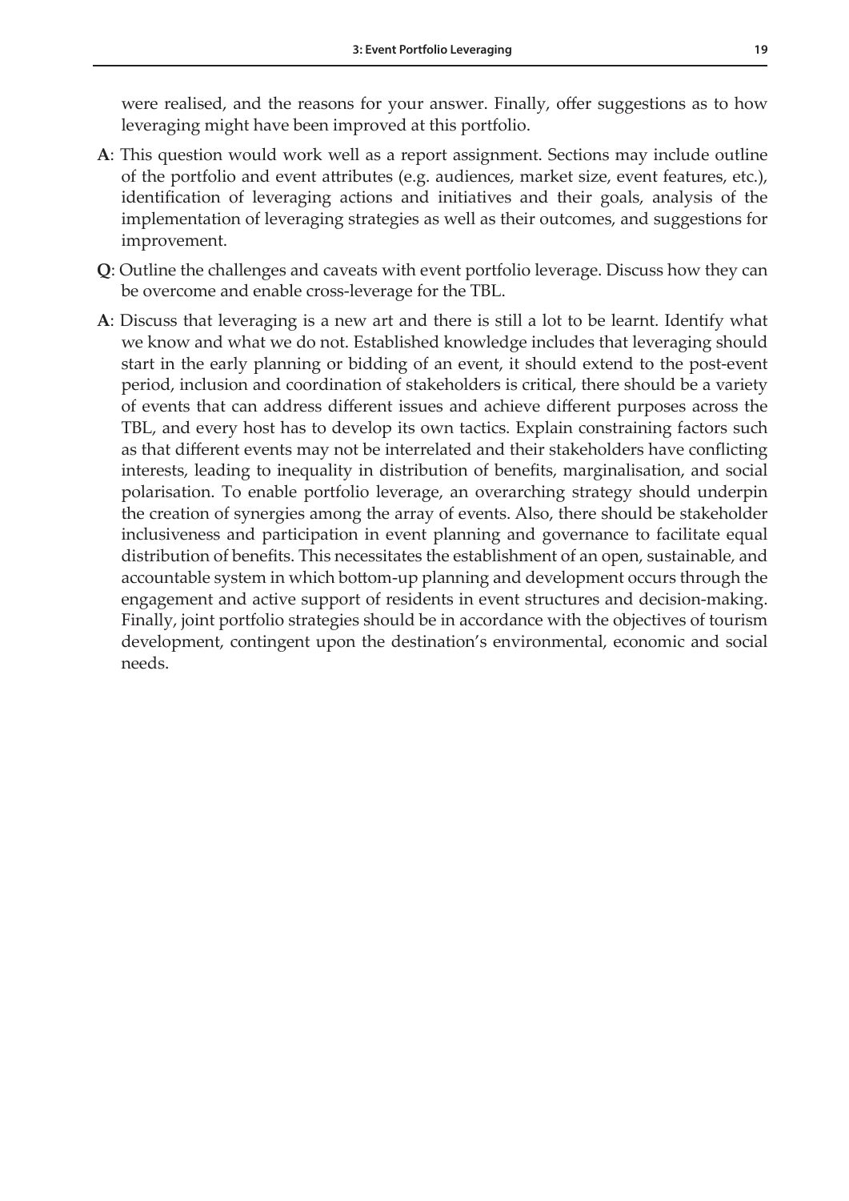were realised, and the reasons for your answer. Finally, offer suggestions as to how leveraging might have been improved at this portfolio.

**A**: This question would work well as a report assignment. Sections may include outline of the portfolio and event attributes (e.g. audiences, market size, event features, etc.), identification of leveraging actions and initiatives and their goals, analysis of the implementation of leveraging strategies as well as their outcomes, and suggestions for improvement.

**Q**: Outline the challenges and caveats with event portfolio leverage. Discuss how they can be overcome and enable cross-leverage for the TBL.

**A**: Discuss that leveraging is a new art and there is still a lot to be learnt. Identify what we know and what we do not. Established knowledge includes that leveraging should start in the early planning or bidding of an event, it should extend to the post-event period, inclusion and coordination of stakeholders is critical, there should be a variety of events that can address different issues and achieve different purposes across the TBL, and every host has to develop its own tactics. Explain constraining factors such as that different events may not be interrelated and their stakeholders have conflicting interests, leading to inequality in distribution of benefits, marginalisation, and social polarisation. To enable portfolio leverage, an overarching strategy should underpin the creation of synergies among the array of events. Also, there should be stakeholder inclusiveness and participation in event planning and governance to facilitate equal distribution of benefits. This necessitates the establishment of an open, sustainable, and accountable system in which bottom-up planning and development occurs through the engagement and active support of residents in event structures and decision-making. Finally, joint portfolio strategies should be in accordance with the objectives of tourism development, contingent upon the destination's environmental, economic and social needs.